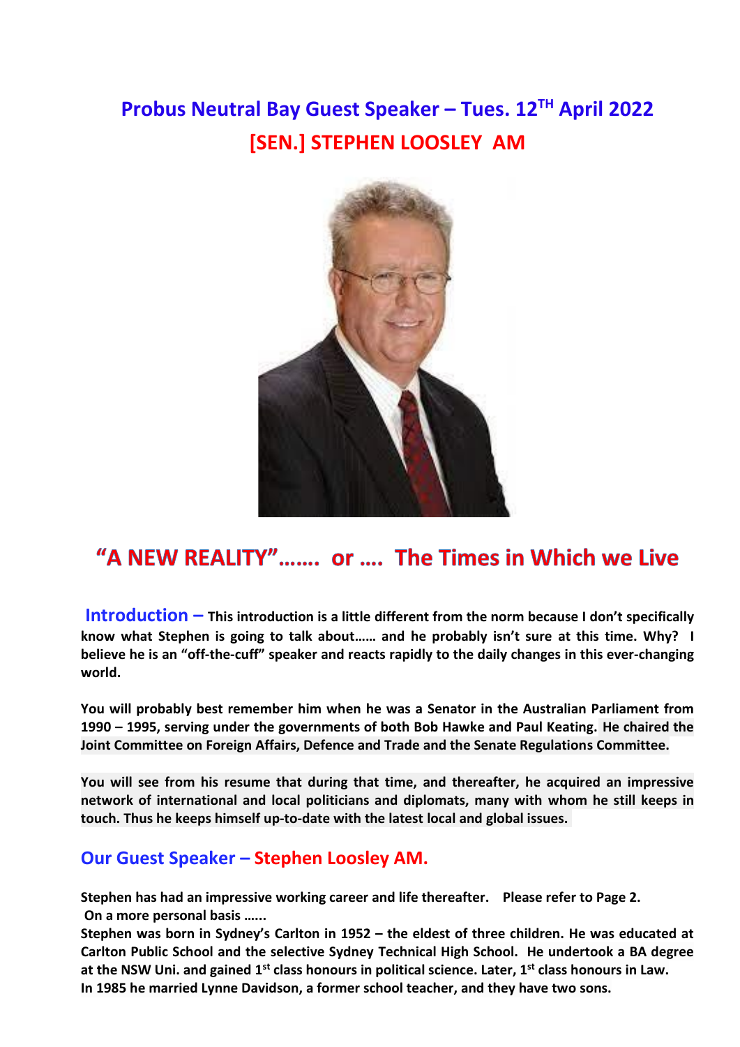# Probus Neutral Bay Guest Speaker – Tues. 12TH April 2022

# [SEN.] STEPHEN LOOSLEY AM

## "A NEW REALITY"……. or …. The Times in Which we Live

**Introduction –** **This introduction is a little different from the norm because I don't specifically know what Stephen is going to talk about…… and he probably isn't sure at this time. Why? I believe he is an "off-the-cuff" speaker and reacts rapidly to the daily changes in this ever-changing world.**

**You will probably best remember him when he was a Senator in the Australian Parliament from 1990 – 1995, serving under the governments of both Bob Hawke and Paul Keating. He chaired the Joint Committee on Foreign Affairs, Defence and Trade and the Senate Regulations Committee.**

**You will see from his resume that during that time, and thereafter, he acquired an impressive network of international and local politicians and diplomats, many with whom he still keeps in touch. Thus he keeps himself up-to-date with the latest local and global issues.**

## Our Guest Speaker – Stephen Loosley AM.

**Stephen has had an impressive working career and life thereafter. Please refer to Page 2.**
**On a more personal basis ……**
**Stephen was born in Sydney's Carlton in 1952 – the eldest of three children. He was educated at Carlton Public School and the selective Sydney Technical High School. He undertook a BA degree at the NSW Uni. and gained 1st class honours in political science. Later, 1st class honours in Law.**
**In 1985 he married Lynne Davidson, a former school teacher, and they have two sons.**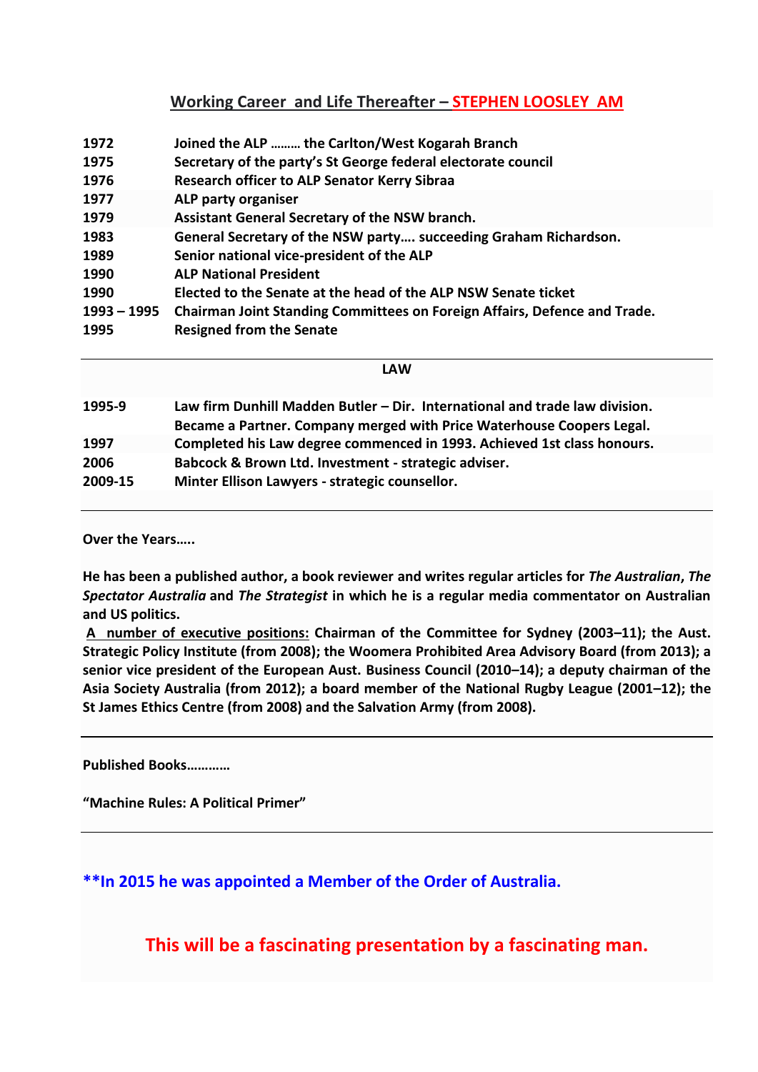## Working Career and Life Thereafter – STEPHEN LOOSLEY AM

| | |
|---|---|
| **1972** | **Joined the ALP ……… the Carlton/West Kogarah Branch** |
| **1975** | **Secretary of the party's St George federal electorate council** |
| **1976** | **Research officer to ALP Senator Kerry Sibraa** |
| **1977** | **ALP party organiser** |
| **1979** | **Assistant General Secretary of the NSW branch.** |
| **1983** | **General Secretary of the NSW party…. succeeding Graham Richardson.** |
| **1989** | **Senior national vice-president of the ALP** |
| **1990** | **ALP National President** |
| **1990** | **Elected to the Senate at the head of the ALP NSW Senate ticket** |
| **1993 – 1995** | **Chairman Joint Standing Committees on Foreign Affairs, Defence and Trade.** |
| **1995** | **Resigned from the Senate** |

**LAW**

| | |
|---|---|
| **1995-9** | **Law firm Dunhill Madden Butler – Dir. International and trade law division. Became a Partner. Company merged with Price Waterhouse Coopers Legal.** |
| **1997** | **Completed his Law degree commenced in 1993. Achieved 1st class honours.** |
| **2006** | **Babcock & Brown Ltd. Investment - strategic adviser.** |
| **2009-15** | **Minter Ellison Lawyers - strategic counsellor.** |

**Over the Years…..**

**He has been a published author, a book reviewer and writes regular articles for *The Australian*, *The Spectator Australia* and *The Strategist* in which he is a regular media commentator on Australian and US politics.**

**A number of executive positions: Chairman of the Committee for Sydney (2003–11); the Aust. Strategic Policy Institute (from 2008); the Woomera Prohibited Area Advisory Board (from 2013); a senior vice president of the European Aust. Business Council (2010–14); a deputy chairman of the Asia Society Australia (from 2012); a board member of the National Rugby League (2001–12); the St James Ethics Centre (from 2008) and the Salvation Army (from 2008).**

**Published Books…………**

**"Machine Rules: A Political Primer"**

**\*\*In 2015 he was appointed a Member of the Order of Australia.**

**This will be a fascinating presentation by a fascinating man.**